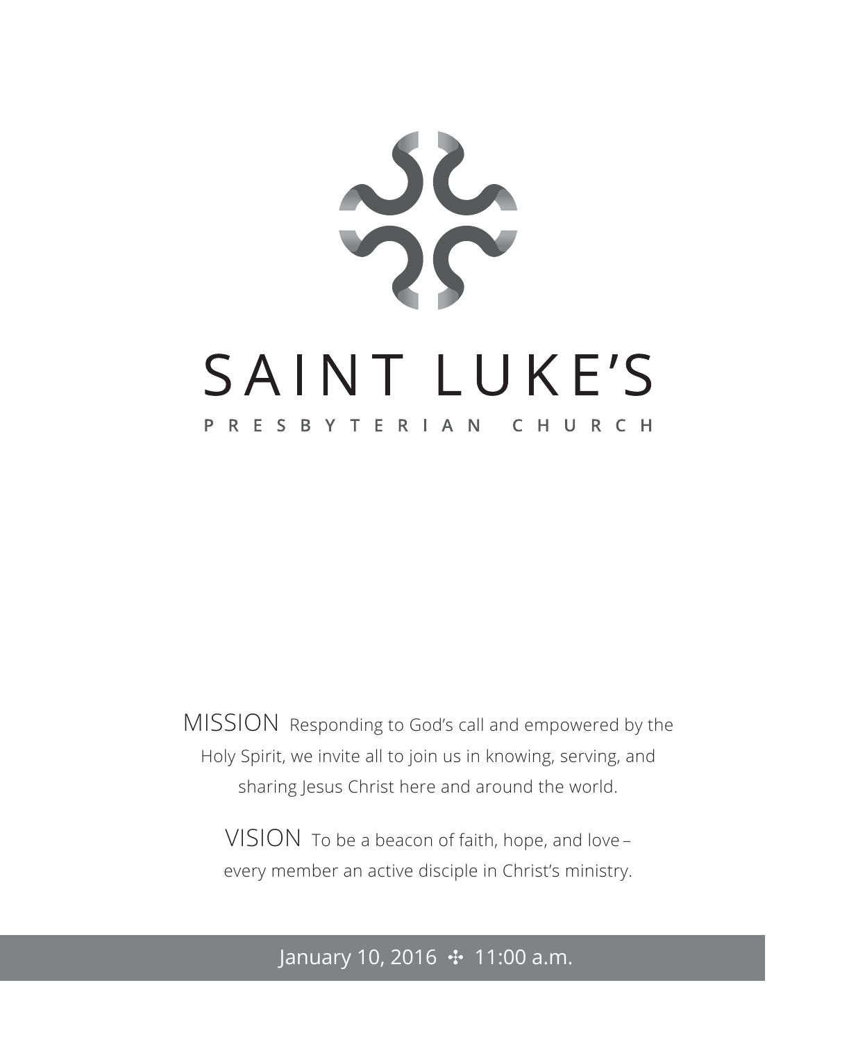# SAINT LUKE'S

## PRESBYTERIAN CHURCH

MISSION Responding to God's call and empowered by the Holy Spirit, we invite all to join us in knowing, serving, and sharing Jesus Christ here and around the world.

VISION To be a beacon of faith, hope, and love – every member an active disciple in Christ's ministry.

January 10, 2016 ✣ 11:00 a.m.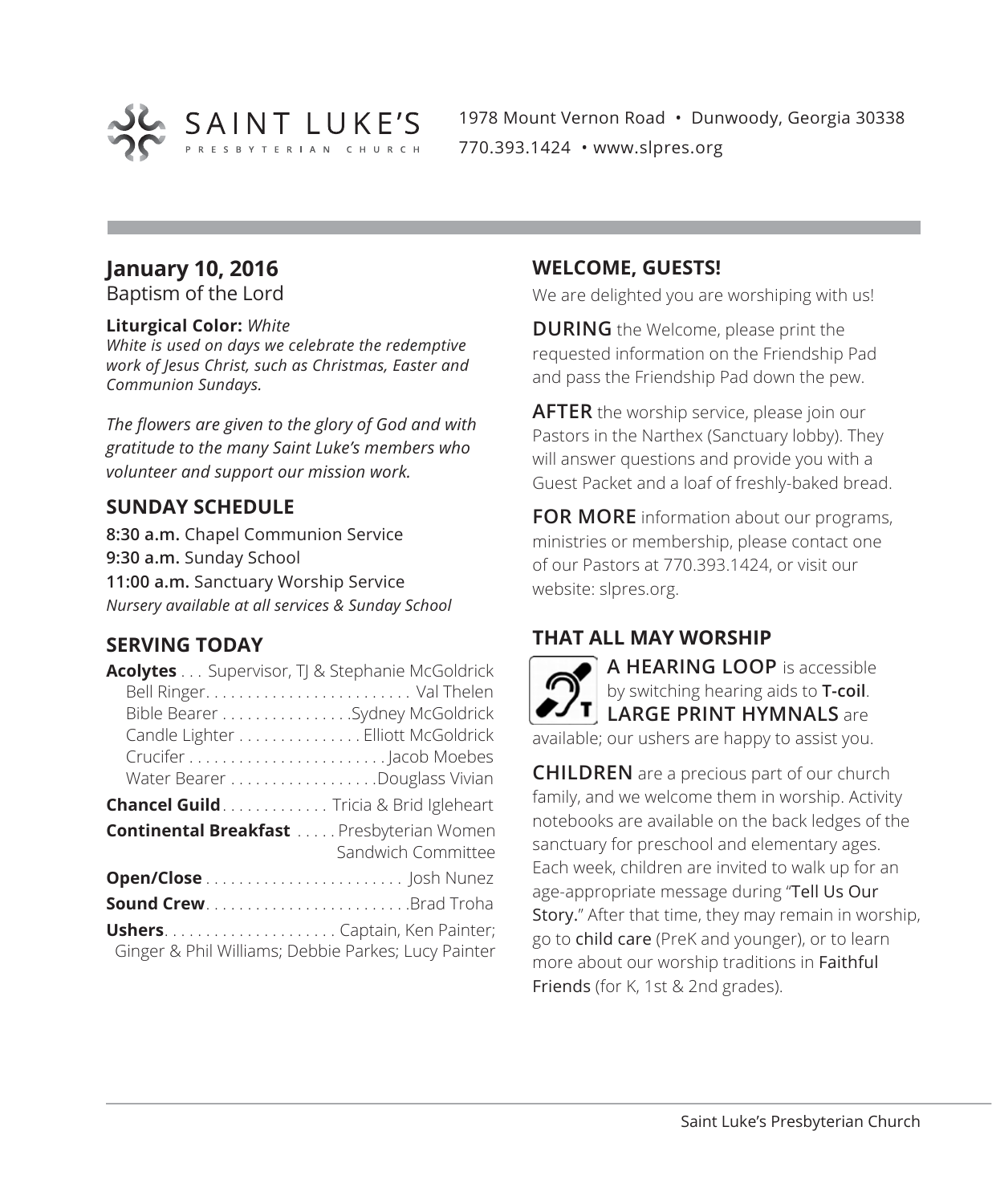SAINT LUKE'S PRESBYTERIAN CHURCH

1978 Mount Vernon Road • Dunwoody, Georgia 30338
770.393.1424 • www.slpres.org

## January 10, 2016

Baptism of the Lord

**Liturgical Color:** *White*
*White is used on days we celebrate the redemptive work of Jesus Christ, such as Christmas, Easter and Communion Sundays.*

*The flowers are given to the glory of God and with gratitude to the many Saint Luke's members who volunteer and support our mission work.*

## SUNDAY SCHEDULE

**8:30 a.m.** Chapel Communion Service
**9:30 a.m.** Sunday School
**11:00 a.m.** Sanctuary Worship Service
*Nursery available at all services & Sunday School*

## SERVING TODAY

**Acolytes** . . . Supervisor, TJ & Stephanie McGoldrick
- Bell Ringer . . . . . . . . . . . . . . . . . . . . . . . . . Val Thelen
- Bible Bearer . . . . . . . . . . . . . . . . Sydney McGoldrick
- Candle Lighter . . . . . . . . . . . . . . . Elliott McGoldrick
- Crucifer . . . . . . . . . . . . . . . . . . . . . . . . Jacob Moebes
- Water Bearer . . . . . . . . . . . . . . . . . . Douglass Vivian

**Chancel Guild** . . . . . . . . . . . . . Tricia & Brid Igleheart

**Continental Breakfast** . . . . . Presbyterian Women Sandwich Committee

**Open/Close** . . . . . . . . . . . . . . . . . . . . . . . . Josh Nunez

**Sound Crew** . . . . . . . . . . . . . . . . . . . . . . . . Brad Troha

**Ushers** . . . . . . . . . . . . . . . . . . . . . Captain, Ken Painter; Ginger & Phil Williams; Debbie Parkes; Lucy Painter

## WELCOME, GUESTS!

We are delighted you are worshiping with us!

**DURING** the Welcome, please print the requested information on the Friendship Pad and pass the Friendship Pad down the pew.

**AFTER** the worship service, please join our Pastors in the Narthex (Sanctuary lobby). They will answer questions and provide you with a Guest Packet and a loaf of freshly-baked bread.

**FOR MORE** information about our programs, ministries or membership, please contact one of our Pastors at 770.393.1424, or visit our website: slpres.org.

## THAT ALL MAY WORSHIP

**A HEARING LOOP** is accessible by switching hearing aids to **T-coil**. **LARGE PRINT HYMNALS** are available; our ushers are happy to assist you.

**CHILDREN** are a precious part of our church family, and we welcome them in worship. Activity notebooks are available on the back ledges of the sanctuary for preschool and elementary ages. Each week, children are invited to walk up for an age-appropriate message during "Tell Us Our Story." After that time, they may remain in worship, go to child care (PreK and younger), or to learn more about our worship traditions in Faithful Friends (for K, 1st & 2nd grades).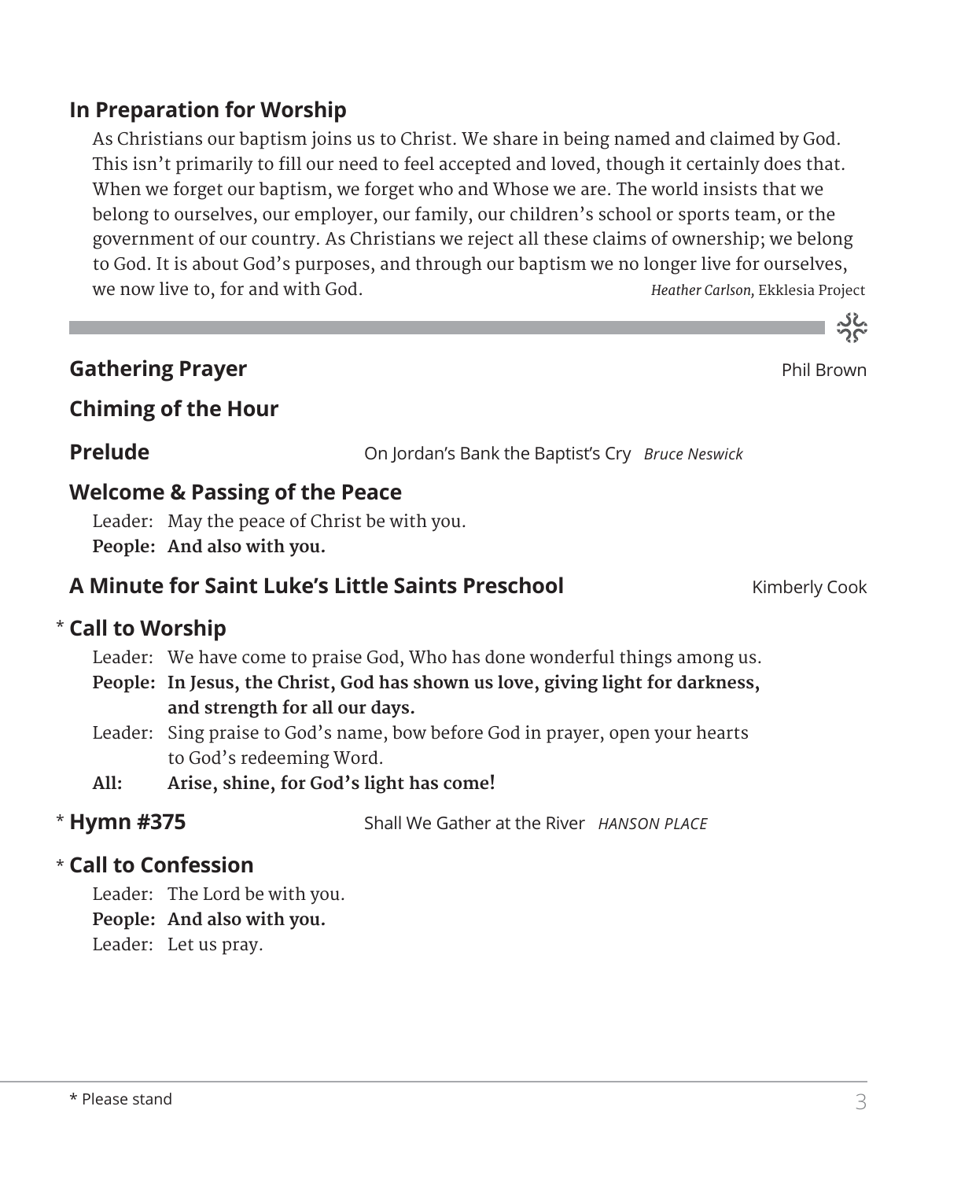## In Preparation for Worship

As Christians our baptism joins us to Christ. We share in being named and claimed by God. This isn't primarily to fill our need to feel accepted and loved, though it certainly does that. When we forget our baptism, we forget who and Whose we are. The world insists that we belong to ourselves, our employer, our family, our children's school or sports team, or the government of our country. As Christians we reject all these claims of ownership; we belong to God. It is about God's purposes, and through our baptism we no longer live for ourselves, we now live to, for and with God. *Heather Carlson,* Ekklesia Project

---

## Gathering Prayer — Phil Brown

## Chiming of the Hour

## Prelude — On Jordan's Bank the Baptist's Cry *Bruce Neswick*

## Welcome & Passing of the Peace

Leader: May the peace of Christ be with you.
**People: And also with you.**

## A Minute for Saint Luke's Little Saints Preschool — Kimberly Cook

## * Call to Worship

Leader: We have come to praise God, Who has done wonderful things among us.
**People: In Jesus, the Christ, God has shown us love, giving light for darkness, and strength for all our days.**
Leader: Sing praise to God's name, bow before God in prayer, open your hearts to God's redeeming Word.
**All: Arise, shine, for God's light has come!**

## * Hymn #375 — Shall We Gather at the River *HANSON PLACE*

## * Call to Confession

Leader: The Lord be with you.
**People: And also with you.**
Leader: Let us pray.

\* Please stand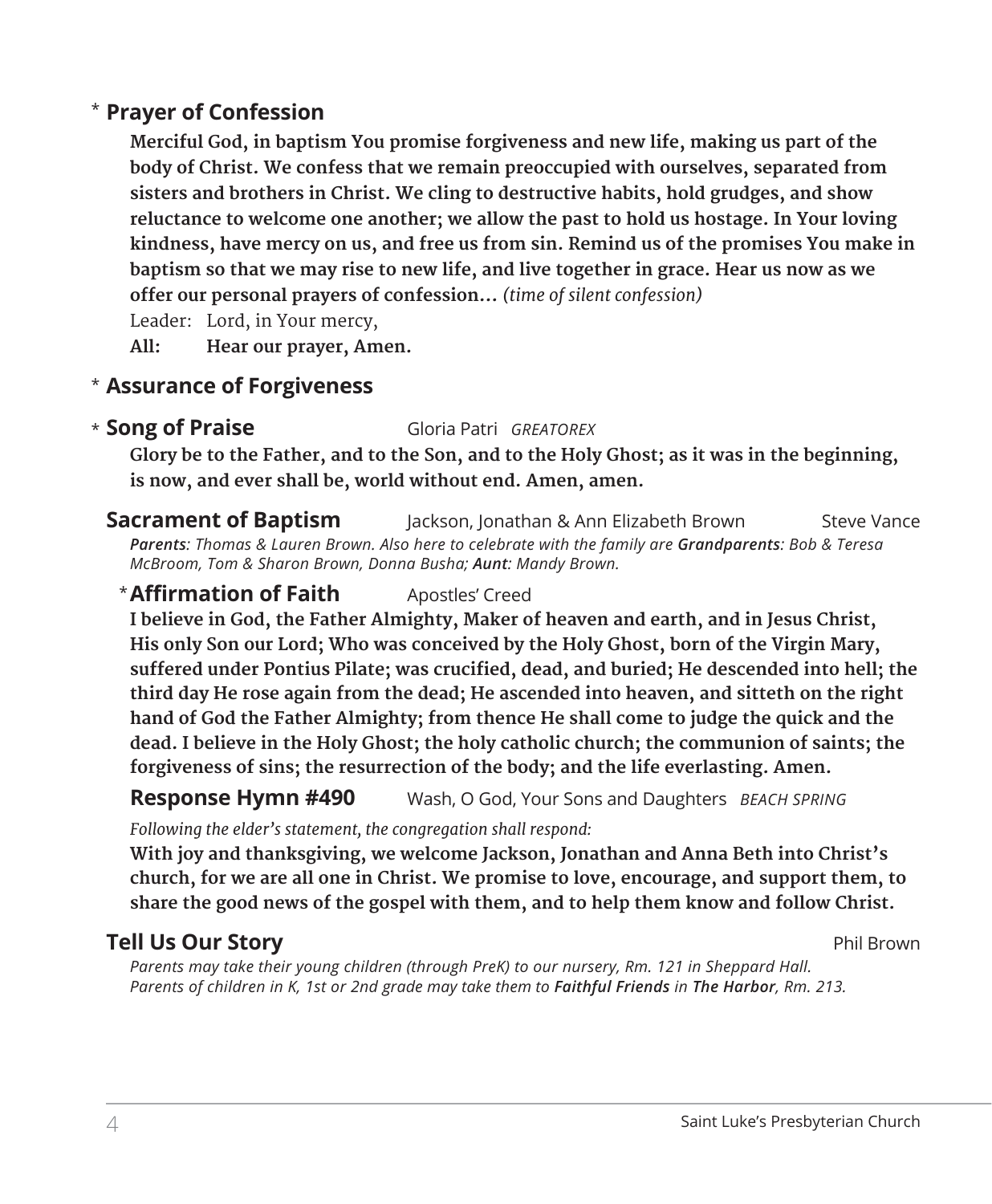## * Prayer of Confession

**Merciful God, in baptism You promise forgiveness and new life, making us part of the body of Christ. We confess that we remain preoccupied with ourselves, separated from sisters and brothers in Christ. We cling to destructive habits, hold grudges, and show reluctance to welcome one another; we allow the past to hold us hostage. In Your loving kindness, have mercy on us, and free us from sin. Remind us of the promises You make in baptism so that we may rise to new life, and live together in grace. Hear us now as we offer our personal prayers of confession…** *(time of silent confession)*

Leader: Lord, in Your mercy,

**All: Hear our prayer, Amen.**

## * Assurance of Forgiveness

## * Song of Praise — Gloria Patri *GREATOREX*

**Glory be to the Father, and to the Son, and to the Holy Ghost; as it was in the beginning, is now, and ever shall be, world without end. Amen, amen.**

## Sacrament of Baptism — Jackson, Jonathan & Ann Elizabeth Brown — Steve Vance

***Parents**: Thomas & Lauren Brown. Also here to celebrate with the family are **Grandparents**: Bob & Teresa McBroom, Tom & Sharon Brown, Donna Busha; **Aunt**: Mandy Brown.*

## * Affirmation of Faith — Apostles' Creed

**I believe in God, the Father Almighty, Maker of heaven and earth, and in Jesus Christ, His only Son our Lord; Who was conceived by the Holy Ghost, born of the Virgin Mary, suffered under Pontius Pilate; was crucified, dead, and buried; He descended into hell; the third day He rose again from the dead; He ascended into heaven, and sitteth on the right hand of God the Father Almighty; from thence He shall come to judge the quick and the dead. I believe in the Holy Ghost; the holy catholic church; the communion of saints; the forgiveness of sins; the resurrection of the body; and the life everlasting. Amen.**

## Response Hymn #490 — Wash, O God, Your Sons and Daughters *BEACH SPRING*

*Following the elder's statement, the congregation shall respond:*

**With joy and thanksgiving, we welcome Jackson, Jonathan and Anna Beth into Christ's church, for we are all one in Christ. We promise to love, encourage, and support them, to share the good news of the gospel with them, and to help them know and follow Christ.**

## Tell Us Our Story — Phil Brown

*Parents may take their young children (through PreK) to our nursery, Rm. 121 in Sheppard Hall. Parents of children in K, 1st or 2nd grade may take them to **Faithful Friends** in **The Harbor**, Rm. 213.*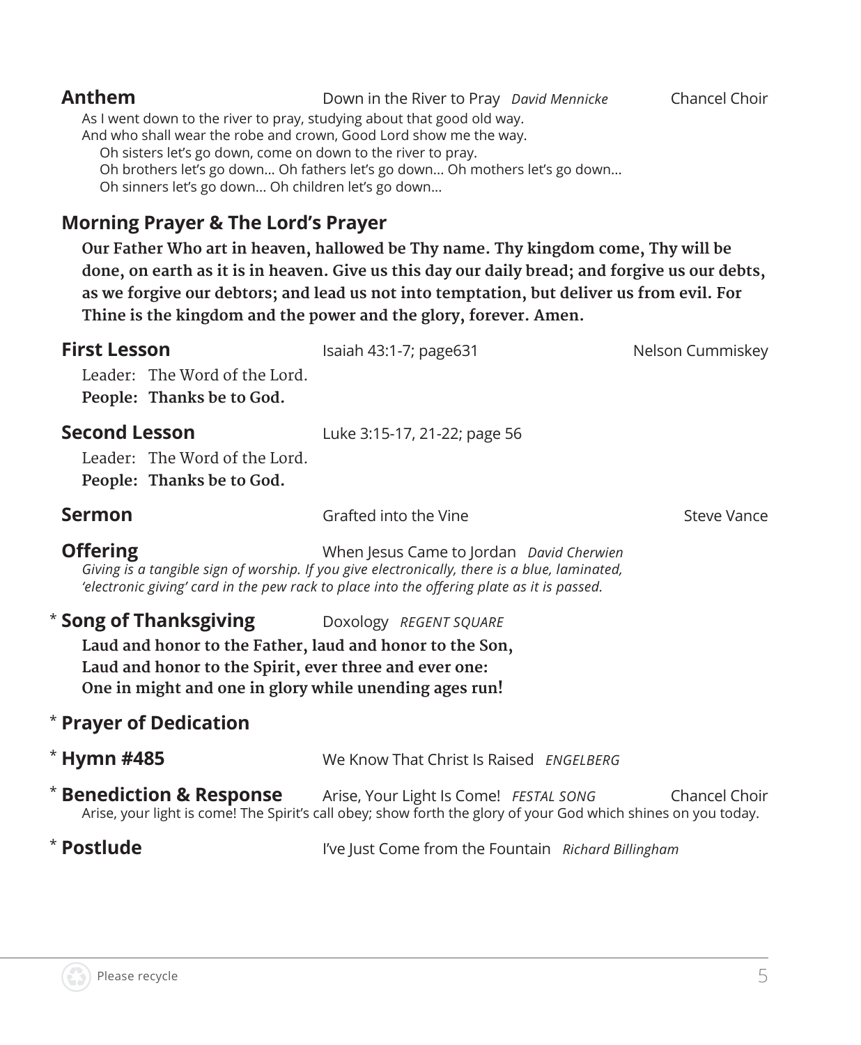**Anthem** Down in the River to Pray *David Mennicke* Chancel Choir

As I went down to the river to pray, studying about that good old way.
And who shall wear the robe and crown, Good Lord show me the way.
Oh sisters let's go down, come on down to the river to pray.
Oh brothers let's go down... Oh fathers let's go down... Oh mothers let's go down...
Oh sinners let's go down... Oh children let's go down...

**Morning Prayer & The Lord's Prayer**

**Our Father Who art in heaven, hallowed be Thy name. Thy kingdom come, Thy will be done, on earth as it is in heaven. Give us this day our daily bread; and forgive us our debts, as we forgive our debtors; and lead us not into temptation, but deliver us from evil. For Thine is the kingdom and the power and the glory, forever. Amen.**

**First Lesson** Isaiah 43:1-7; page631 Nelson Cummiskey

Leader: The Word of the Lord.
**People: Thanks be to God.**

**Second Lesson** Luke 3:15-17, 21-22; page 56

Leader: The Word of the Lord.
**People: Thanks be to God.**

**Sermon** Grafted into the Vine Steve Vance

**Offering** When Jesus Came to Jordan *David Cherwien*

*Giving is a tangible sign of worship. If you give electronically, there is a blue, laminated, 'electronic giving' card in the pew rack to place into the offering plate as it is passed.*

\* **Song of Thanksgiving** Doxology *REGENT SQUARE*

**Laud and honor to the Father, laud and honor to the Son,**
**Laud and honor to the Spirit, ever three and ever one:**
**One in might and one in glory while unending ages run!**

\* **Prayer of Dedication**

\* **Hymn #485** We Know That Christ Is Raised *ENGELBERG*

\* **Benediction & Response** Arise, Your Light Is Come! *FESTAL SONG* Chancel Choir

Arise, your light is come! The Spirit's call obey; show forth the glory of your God which shines on you today.

\* **Postlude** I've Just Come from the Fountain *Richard Billingham*

Please recycle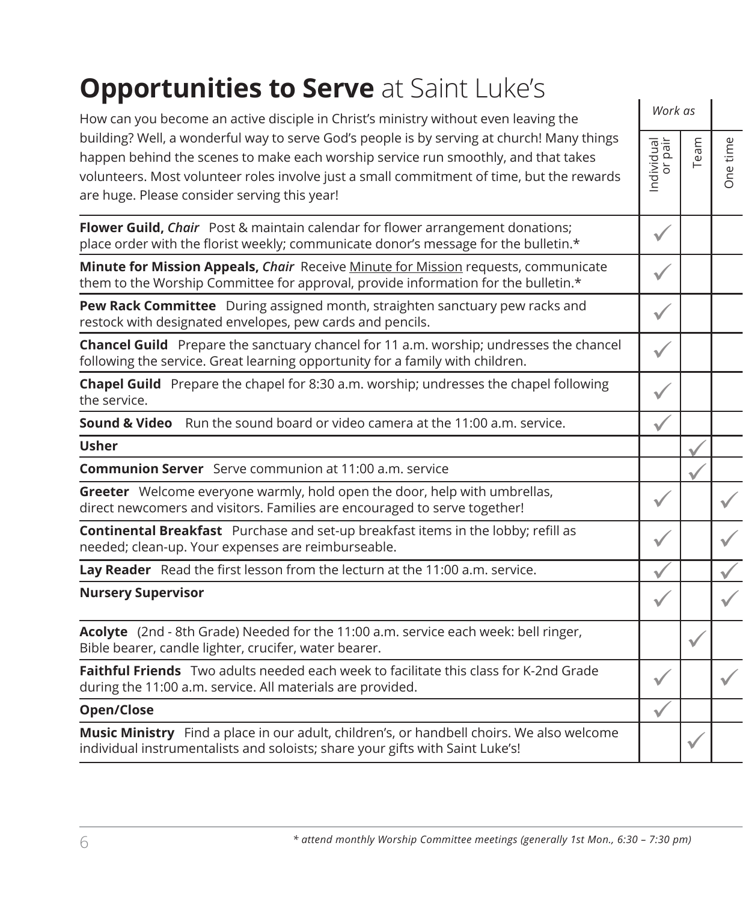# **Opportunities to Serve** at Saint Luke's

How can you become an active disciple in Christ's ministry without even leaving the building? Well, a wonderful way to serve God's people is by serving at church! Many things happen behind the scenes to make each worship service run smoothly, and that takes volunteers. Most volunteer roles involve just a small commitment of time, but the rewards are huge. Please consider serving this year!

| | *Work as* | | |
|---|---|---|---|
| | Individual or pair | Team | One time |
| **Flower Guild,** ***Chair*** Post & maintain calendar for flower arrangement donations; place order with the florist weekly; communicate donor's message for the bulletin.* | ✓ | | |
| **Minute for Mission Appeals,** ***Chair*** Receive Minute for Mission requests, communicate them to the Worship Committee for approval, provide information for the bulletin.* | ✓ | | |
| **Pew Rack Committee** During assigned month, straighten sanctuary pew racks and restock with designated envelopes, pew cards and pencils. | ✓ | | |
| **Chancel Guild** Prepare the sanctuary chancel for 11 a.m. worship; undresses the chancel following the service. Great learning opportunity for a family with children. | ✓ | | |
| **Chapel Guild** Prepare the chapel for 8:30 a.m. worship; undresses the chapel following the service. | ✓ | | |
| **Sound & Video** Run the sound board or video camera at the 11:00 a.m. service. | ✓ | | |
| **Usher** | | ✓ | |
| **Communion Server** Serve communion at 11:00 a.m. service | | ✓ | |
| **Greeter** Welcome everyone warmly, hold open the door, help with umbrellas, direct newcomers and visitors. Families are encouraged to serve together! | ✓ | | ✓ |
| **Continental Breakfast** Purchase and set-up breakfast items in the lobby; refill as needed; clean-up. Your expenses are reimburseable. | ✓ | | ✓ |
| **Lay Reader** Read the first lesson from the lecturn at the 11:00 a.m. service. | ✓ | | ✓ |
| **Nursery Supervisor** | ✓ | | ✓ |
| **Acolyte** (2nd - 8th Grade) Needed for the 11:00 a.m. service each week: bell ringer, Bible bearer, candle lighter, crucifer, water bearer. | | ✓ | |
| **Faithful Friends** Two adults needed each week to facilitate this class for K-2nd Grade during the 11:00 a.m. service. All materials are provided. | ✓ | | ✓ |
| **Open/Close** | ✓ | | |
| **Music Ministry** Find a place in our adult, children's, or handbell choirs. We also welcome individual instrumentalists and soloists; share your gifts with Saint Luke's! | | ✓ | |

*\* attend monthly Worship Committee meetings (generally 1st Mon., 6:30 – 7:30 pm)*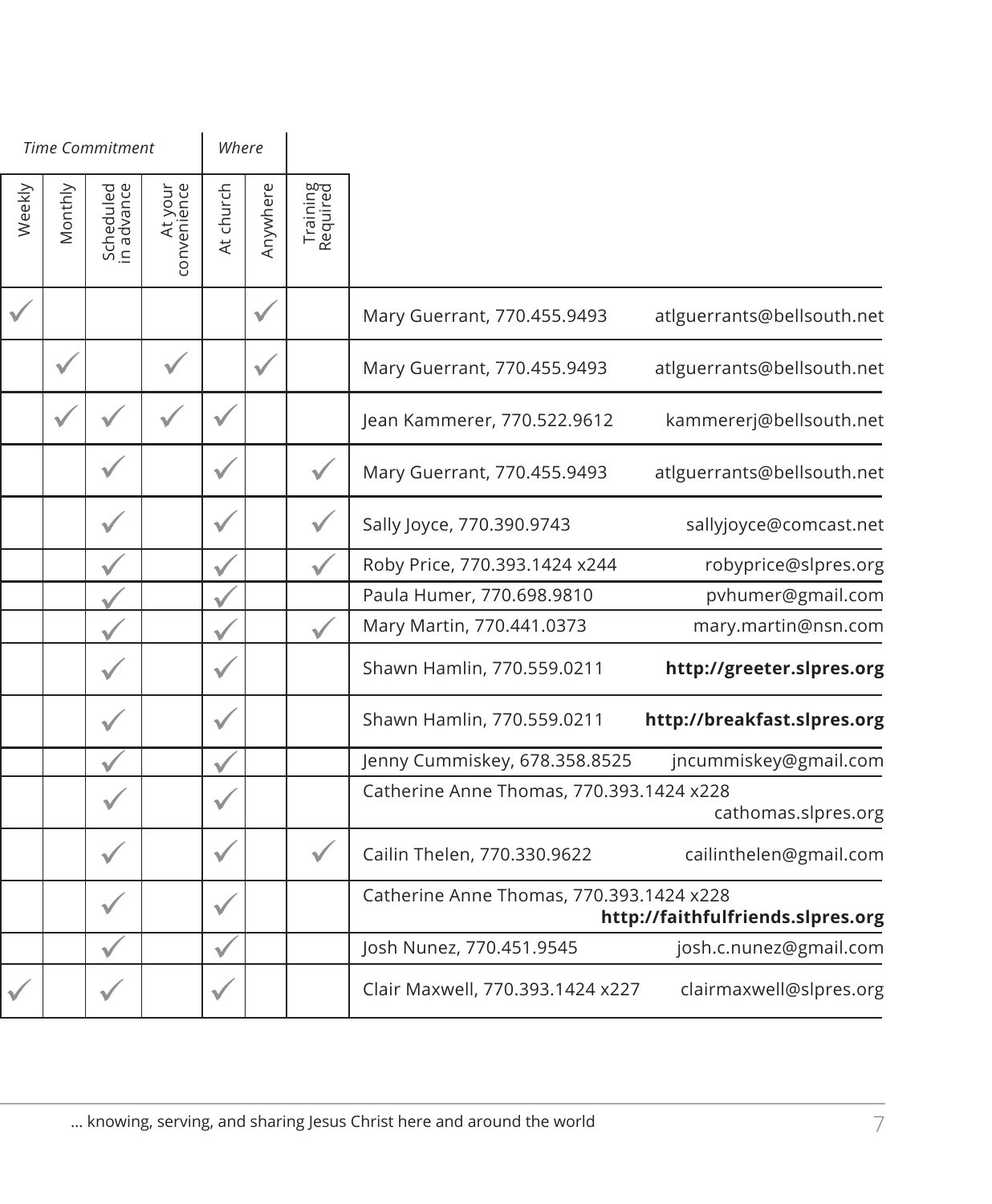| *Time Commitment* | | | | *Where* | | | | |
|---|---|---|---|---|---|---|---|---|
| Weekly | Monthly | Scheduled in advance | At your convenience | At church | Anywhere | Training Required | | |
| ✓ | | | | | ✓ | | Mary Guerrant, 770.455.9493 | atlguerrants@bellsouth.net |
| | ✓ | | ✓ | | ✓ | | Mary Guerrant, 770.455.9493 | atlguerrants@bellsouth.net |
| | ✓ | ✓ | ✓ | ✓ | | | Jean Kammerer, 770.522.9612 | kammererj@bellsouth.net |
| | | ✓ | | ✓ | | ✓ | Mary Guerrant, 770.455.9493 | atlguerrants@bellsouth.net |
| | | ✓ | | ✓ | | ✓ | Sally Joyce, 770.390.9743 | sallyjoyce@comcast.net |
| | | ✓ | | ✓ | | ✓ | Roby Price, 770.393.1424 x244 | robyprice@slpres.org |
| | | ✓ | | ✓ | | | Paula Humer, 770.698.9810 | pvhumer@gmail.com |
| | | ✓ | | ✓ | | ✓ | Mary Martin, 770.441.0373 | mary.martin@nsn.com |
| | | ✓ | | ✓ | | | Shawn Hamlin, 770.559.0211 | **http://greeter.slpres.org** |
| | | ✓ | | ✓ | | | Shawn Hamlin, 770.559.0211 | **http://breakfast.slpres.org** |
| | | ✓ | | ✓ | | | Jenny Cummiskey, 678.358.8525 | jncummiskey@gmail.com |
| | | ✓ | | ✓ | | | Catherine Anne Thomas, 770.393.1424 x228 | cathomas.slpres.org |
| | | ✓ | | ✓ | | ✓ | Cailin Thelen, 770.330.9622 | cailinthelen@gmail.com |
| | | ✓ | | ✓ | | | Catherine Anne Thomas, 770.393.1424 x228 | **http://faithfulfriends.slpres.org** |
| | | ✓ | | ✓ | | | Josh Nunez, 770.451.9545 | josh.c.nunez@gmail.com |
| ✓ | | ✓ | | ✓ | | | Clair Maxwell, 770.393.1424 x227 | clairmaxwell@slpres.org |

... knowing, serving, and sharing Jesus Christ here and around the world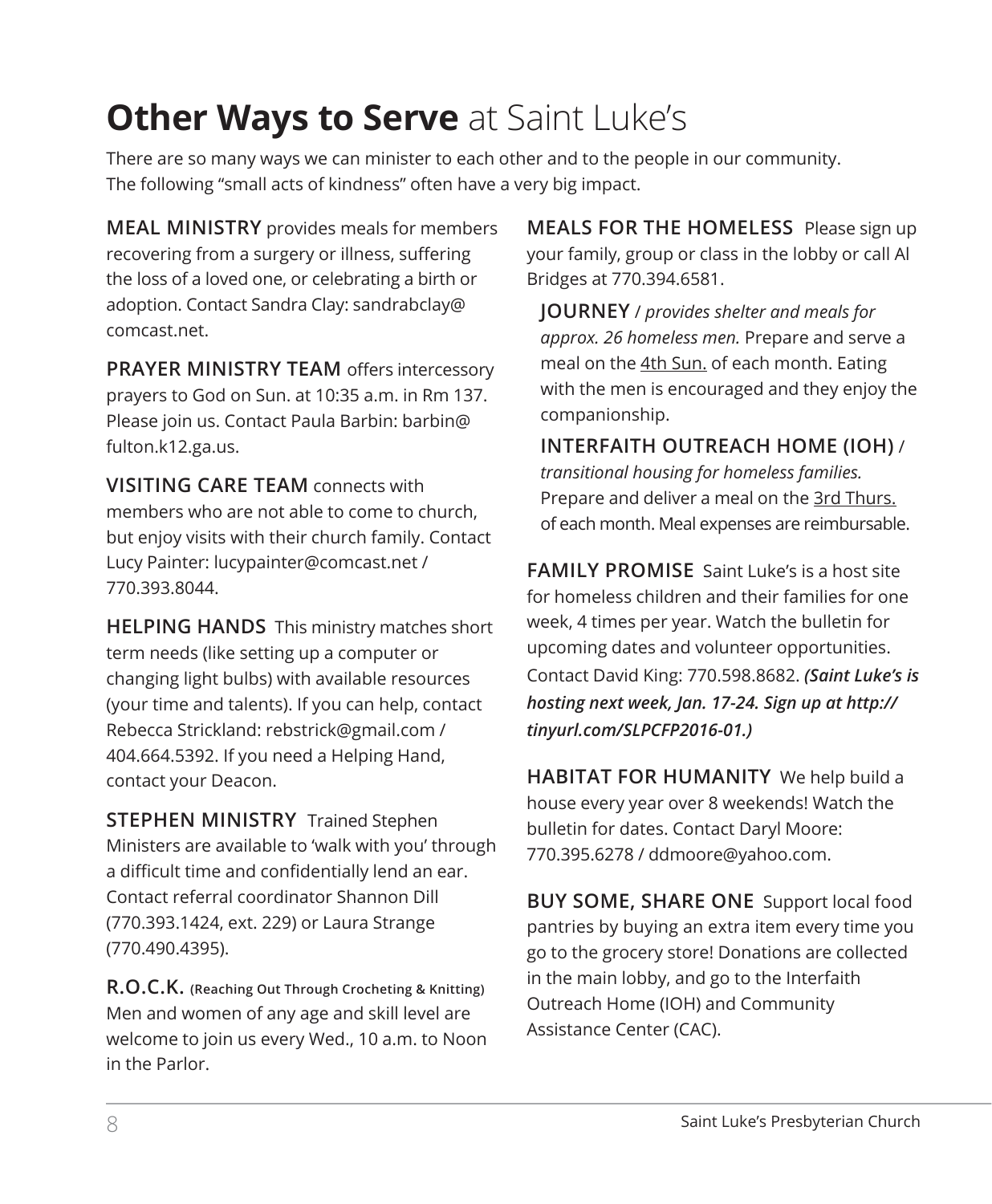# **Other Ways to Serve** at Saint Luke's

There are so many ways we can minister to each other and to the people in our community. The following "small acts of kindness" often have a very big impact.

**MEAL MINISTRY** provides meals for members recovering from a surgery or illness, suffering the loss of a loved one, or celebrating a birth or adoption. Contact Sandra Clay: sandrabclay@comcast.net.

**PRAYER MINISTRY TEAM** offers intercessory prayers to God on Sun. at 10:35 a.m. in Rm 137. Please join us. Contact Paula Barbin: barbin@fulton.k12.ga.us.

**VISITING CARE TEAM** connects with members who are not able to come to church, but enjoy visits with their church family. Contact Lucy Painter: lucypainter@comcast.net / 770.393.8044.

**HELPING HANDS** This ministry matches short term needs (like setting up a computer or changing light bulbs) with available resources (your time and talents). If you can help, contact Rebecca Strickland: rebstrick@gmail.com / 404.664.5392. If you need a Helping Hand, contact your Deacon.

**STEPHEN MINISTRY** Trained Stephen Ministers are available to 'walk with you' through a difficult time and confidentially lend an ear. Contact referral coordinator Shannon Dill (770.393.1424, ext. 229) or Laura Strange (770.490.4395).

**R.O.C.K.** **(Reaching Out Through Crocheting & Knitting)** Men and women of any age and skill level are welcome to join us every Wed., 10 a.m. to Noon in the Parlor.

**MEALS FOR THE HOMELESS** Please sign up your family, group or class in the lobby or call Al Bridges at 770.394.6581.

**JOURNEY** / *provides shelter and meals for approx. 26 homeless men.* Prepare and serve a meal on the 4th Sun. of each month. Eating with the men is encouraged and they enjoy the companionship.

**INTERFAITH OUTREACH HOME (IOH)** / *transitional housing for homeless families.* Prepare and deliver a meal on the 3rd Thurs. of each month. Meal expenses are reimbursable.

**FAMILY PROMISE** Saint Luke's is a host site for homeless children and their families for one week, 4 times per year. Watch the bulletin for upcoming dates and volunteer opportunities. Contact David King: 770.598.8682. ***(Saint Luke's is hosting next week, Jan. 17-24. Sign up at http://tinyurl.com/SLPCFP2016-01.)***

**HABITAT FOR HUMANITY** We help build a house every year over 8 weekends! Watch the bulletin for dates. Contact Daryl Moore: 770.395.6278 / ddmoore@yahoo.com.

**BUY SOME, SHARE ONE** Support local food pantries by buying an extra item every time you go to the grocery store! Donations are collected in the main lobby, and go to the Interfaith Outreach Home (IOH) and Community Assistance Center (CAC).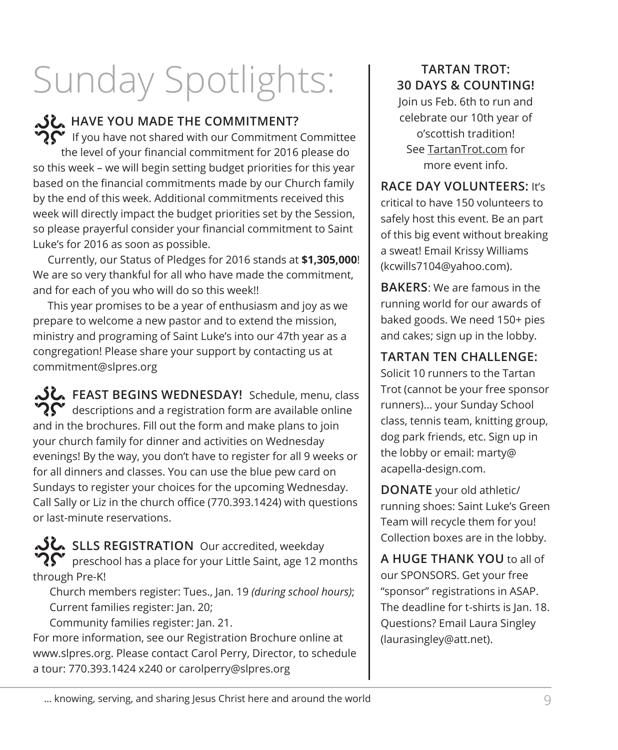# Sunday Spotlights:

**HAVE YOU MADE THE COMMITMENT?** If you have not shared with our Commitment Committee the level of your financial commitment for 2016 please do so this week – we will begin setting budget priorities for this year based on the financial commitments made by our Church family by the end of this week. Additional commitments received this week will directly impact the budget priorities set by the Session, so please prayerful consider your financial commitment to Saint Luke's for 2016 as soon as possible.

Currently, our Status of Pledges for 2016 stands at **$1,305,000**! We are so very thankful for all who have made the commitment, and for each of you who will do so this week!!

This year promises to be a year of enthusiasm and joy as we prepare to welcome a new pastor and to extend the mission, ministry and programing of Saint Luke's into our 47th year as a congregation! Please share your support by contacting us at commitment@slpres.org

**FEAST BEGINS WEDNESDAY!** Schedule, menu, class descriptions and a registration form are available online and in the brochures. Fill out the form and make plans to join your church family for dinner and activities on Wednesday evenings! By the way, you don't have to register for all 9 weeks or for all dinners and classes. You can use the blue pew card on Sundays to register your choices for the upcoming Wednesday. Call Sally or Liz in the church office (770.393.1424) with questions or last-minute reservations.

**SLLS REGISTRATION** Our accredited, weekday preschool has a place for your Little Saint, age 12 months through Pre-K!

Church members register: Tues., Jan. 19 *(during school hours)*;
Current families register: Jan. 20;
Community families register: Jan. 21.

For more information, see our Registration Brochure online at www.slpres.org. Please contact Carol Perry, Director, to schedule a tour: 770.393.1424 x240 or carolperry@slpres.org

**TARTAN TROT: 30 DAYS & COUNTING!**

Join us Feb. 6th to run and celebrate our 10th year of o'scottish tradition! See TartanTrot.com for more event info.

**RACE DAY VOLUNTEERS:** It's critical to have 150 volunteers to safely host this event. Be an part of this big event without breaking a sweat! Email Krissy Williams (kcwills7104@yahoo.com).

**BAKERS**: We are famous in the running world for our awards of baked goods. We need 150+ pies and cakes; sign up in the lobby.

**TARTAN TEN CHALLENGE:** Solicit 10 runners to the Tartan Trot (cannot be your free sponsor runners)... your Sunday School class, tennis team, knitting group, dog park friends, etc. Sign up in the lobby or email: marty@acapella-design.com.

**DONATE** your old athletic/running shoes: Saint Luke's Green Team will recycle them for you! Collection boxes are in the lobby.

**A HUGE THANK YOU** to all of our SPONSORS. Get your free "sponsor" registrations in ASAP. The deadline for t-shirts is Jan. 18. Questions? Email Laura Singley (laurasingley@att.net).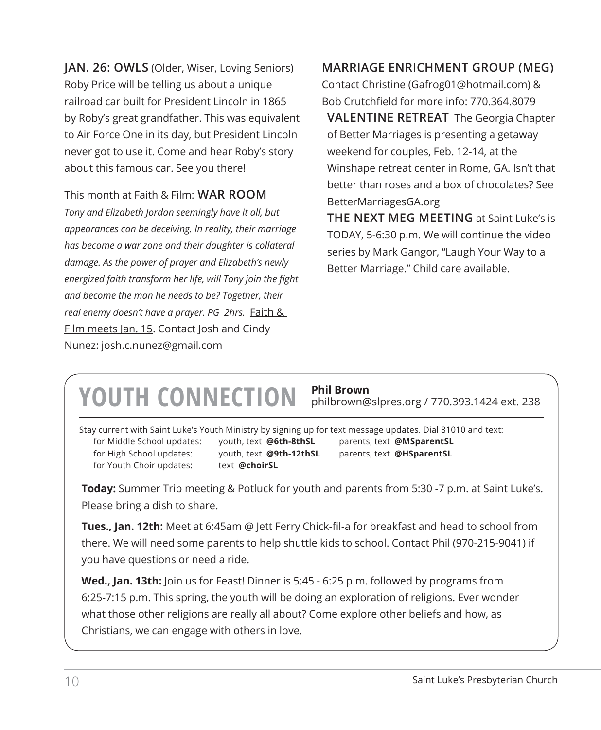**JAN. 26: OWLS** (Older, Wiser, Loving Seniors) Roby Price will be telling us about a unique railroad car built for President Lincoln in 1865 by Roby's great grandfather. This was equivalent to Air Force One in its day, but President Lincoln never got to use it. Come and hear Roby's story about this famous car. See you there!

This month at Faith & Film: **WAR ROOM**

*Tony and Elizabeth Jordan seemingly have it all, but appearances can be deceiving. In reality, their marriage has become a war zone and their daughter is collateral damage. As the power of prayer and Elizabeth's newly energized faith transform her life, will Tony join the fight and become the man he needs to be? Together, their real enemy doesn't have a prayer. PG 2hrs.* Faith & Film meets Jan. 15. Contact Josh and Cindy Nunez: josh.c.nunez@gmail.com

**MARRIAGE ENRICHMENT GROUP (MEG)**

Contact Christine (Gafrog01@hotmail.com) & Bob Crutchfield for more info: 770.364.8079

**VALENTINE RETREAT** The Georgia Chapter of Better Marriages is presenting a getaway weekend for couples, Feb. 12-14, at the Winshape retreat center in Rome, GA. Isn't that better than roses and a box of chocolates? See BetterMarriagesGA.org

**THE NEXT MEG MEETING** at Saint Luke's is TODAY, 5-6:30 p.m. We will continue the video series by Mark Gangor, "Laugh Your Way to a Better Marriage." Child care available.

# YOUTH CONNECTION

**Phil Brown**
philbrown@slpres.org / 770.393.1424 ext. 238

Stay current with Saint Luke's Youth Ministry by signing up for text message updates. Dial 81010 and text:

| | | |
|---|---|---|
| for Middle School updates: | youth, text **@6th-8thSL** | parents, text **@MSparentSL** |
| for High School updates: | youth, text **@9th-12thSL** | parents, text **@HSparentSL** |
| for Youth Choir updates: | text **@choirSL** | |

**Today:** Summer Trip meeting & Potluck for youth and parents from 5:30 -7 p.m. at Saint Luke's. Please bring a dish to share.

**Tues., Jan. 12th:** Meet at 6:45am @ Jett Ferry Chick-fil-a for breakfast and head to school from there. We will need some parents to help shuttle kids to school. Contact Phil (970-215-9041) if you have questions or need a ride.

**Wed., Jan. 13th:** Join us for Feast! Dinner is 5:45 - 6:25 p.m. followed by programs from 6:25-7:15 p.m. This spring, the youth will be doing an exploration of religions. Ever wonder what those other religions are really all about? Come explore other beliefs and how, as Christians, we can engage with others in love.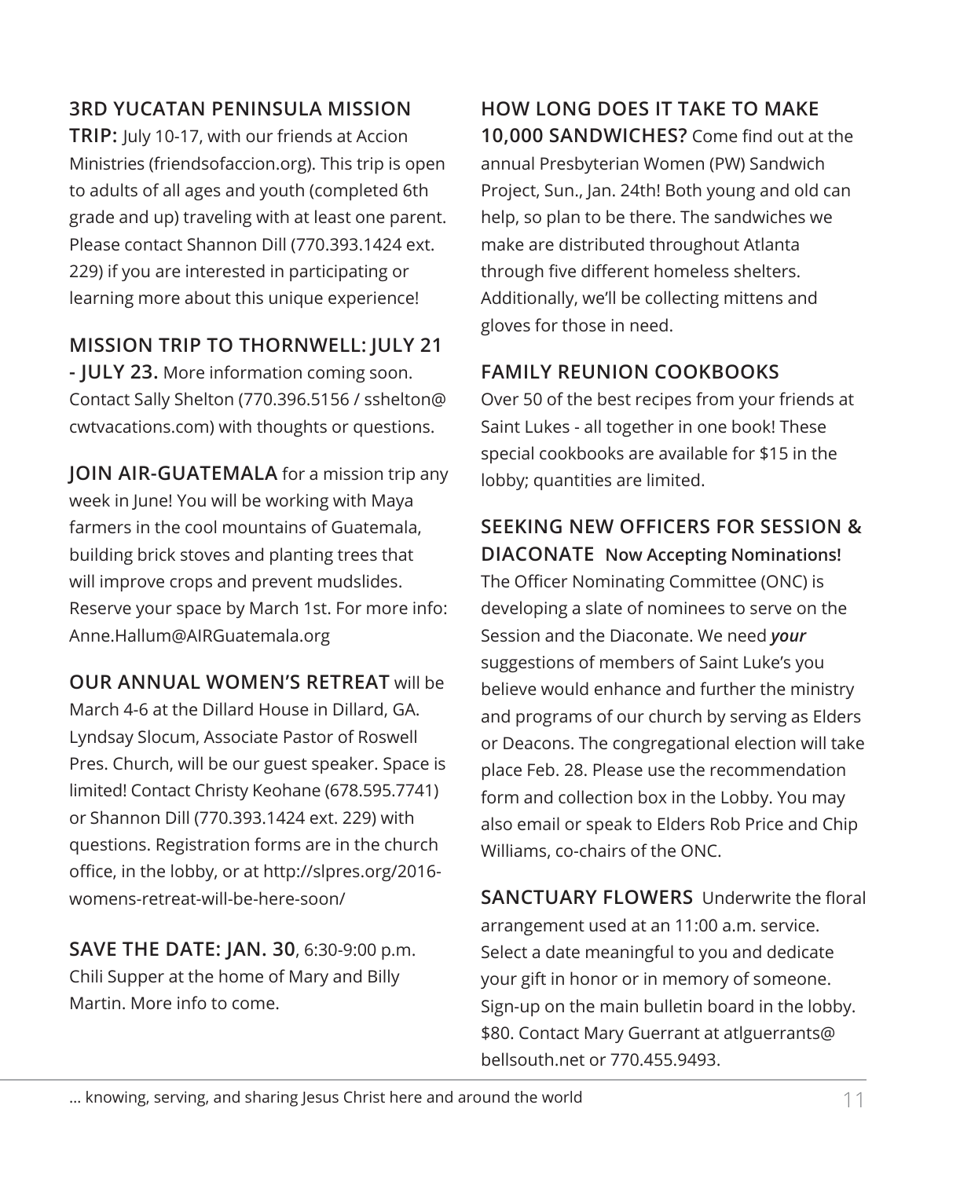**3RD YUCATAN PENINSULA MISSION TRIP:** July 10-17, with our friends at Accion Ministries (friendsofaccion.org). This trip is open to adults of all ages and youth (completed 6th grade and up) traveling with at least one parent. Please contact Shannon Dill (770.393.1424 ext. 229) if you are interested in participating or learning more about this unique experience!

**MISSION TRIP TO THORNWELL: JULY 21 - JULY 23.** More information coming soon. Contact Sally Shelton (770.396.5156 / sshelton@cwtvacations.com) with thoughts or questions.

**JOIN AIR-GUATEMALA** for a mission trip any week in June! You will be working with Maya farmers in the cool mountains of Guatemala, building brick stoves and planting trees that will improve crops and prevent mudslides. Reserve your space by March 1st. For more info: Anne.Hallum@AIRGuatemala.org

**OUR ANNUAL WOMEN'S RETREAT** will be March 4-6 at the Dillard House in Dillard, GA. Lyndsay Slocum, Associate Pastor of Roswell Pres. Church, will be our guest speaker. Space is limited! Contact Christy Keohane (678.595.7741) or Shannon Dill (770.393.1424 ext. 229) with questions. Registration forms are in the church office, in the lobby, or at http://slpres.org/2016-womens-retreat-will-be-here-soon/

**SAVE THE DATE: JAN. 30**, 6:30-9:00 p.m. Chili Supper at the home of Mary and Billy Martin. More info to come.

**HOW LONG DOES IT TAKE TO MAKE 10,000 SANDWICHES?** Come find out at the annual Presbyterian Women (PW) Sandwich Project, Sun., Jan. 24th! Both young and old can help, so plan to be there. The sandwiches we make are distributed throughout Atlanta through five different homeless shelters. Additionally, we'll be collecting mittens and gloves for those in need.

**FAMILY REUNION COOKBOOKS**

Over 50 of the best recipes from your friends at Saint Lukes - all together in one book! These special cookbooks are available for $15 in the lobby; quantities are limited.

**SEEKING NEW OFFICERS FOR SESSION & DIACONATE** **Now Accepting Nominations!**

The Officer Nominating Committee (ONC) is developing a slate of nominees to serve on the Session and the Diaconate. We need ***your*** suggestions of members of Saint Luke's you believe would enhance and further the ministry and programs of our church by serving as Elders or Deacons. The congregational election will take place Feb. 28. Please use the recommendation form and collection box in the Lobby. You may also email or speak to Elders Rob Price and Chip Williams, co-chairs of the ONC.

**SANCTUARY FLOWERS** Underwrite the floral arrangement used at an 11:00 a.m. service. Select a date meaningful to you and dedicate your gift in honor or in memory of someone. Sign-up on the main bulletin board in the lobby. $80. Contact Mary Guerrant at atlguerrants@bellsouth.net or 770.455.9493.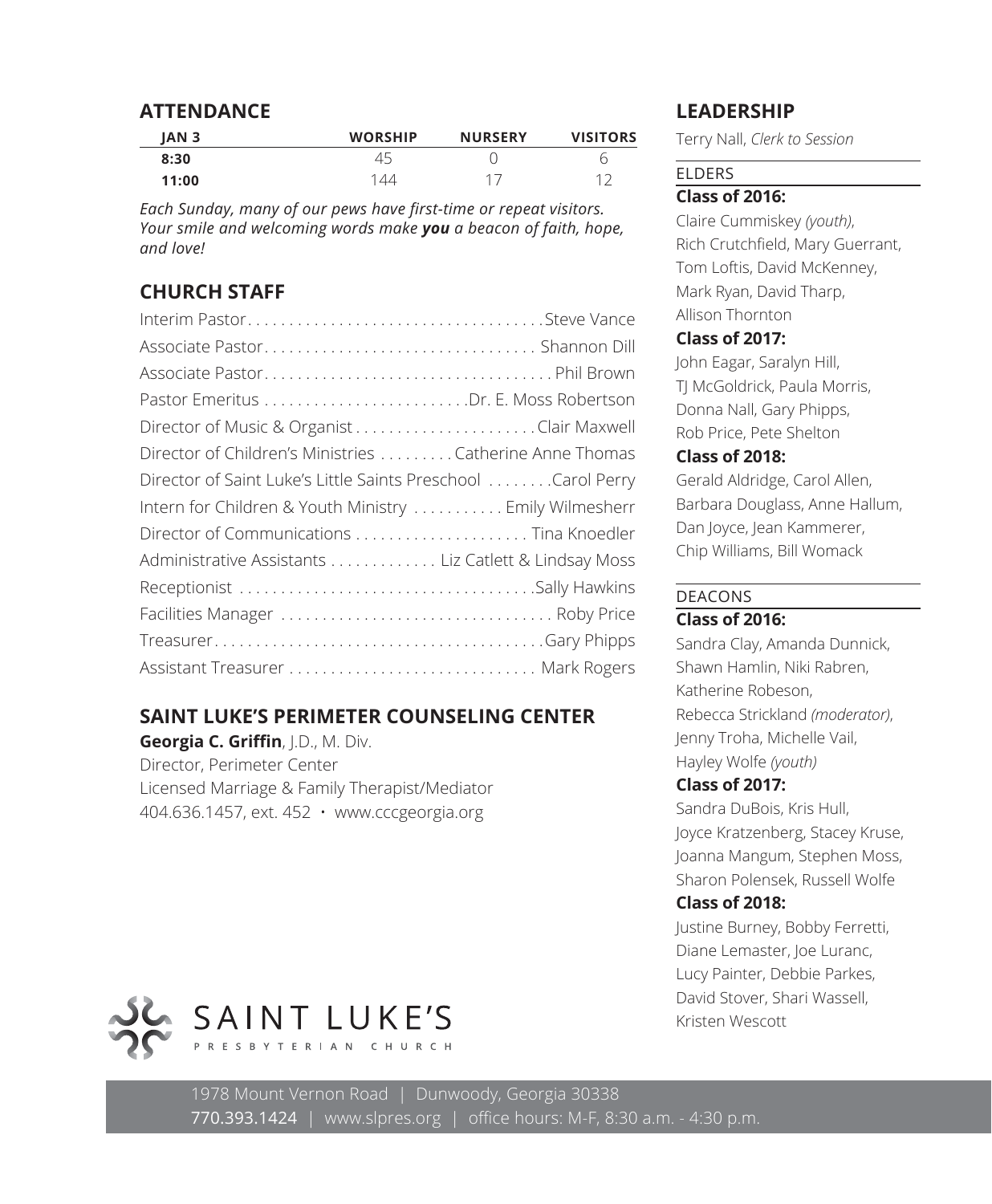## ATTENDANCE

| JAN 3 | WORSHIP | NURSERY | VISITORS |
|---|---|---|---|
| 8:30 | 45 | 0 | 6 |
| 11:00 | 144 | 17 | 12 |

*Each Sunday, many of our pews have first-time or repeat visitors. Your smile and welcoming words make **you** a beacon of faith, hope, and love!*

## CHURCH STAFF

Interim Pastor . . . . . Steve Vance
Associate Pastor . . . . . Shannon Dill
Associate Pastor . . . . . Phil Brown
Pastor Emeritus . . . . . Dr. E. Moss Robertson
Director of Music & Organist . . . . . Clair Maxwell
Director of Children's Ministries . . . . . Catherine Anne Thomas
Director of Saint Luke's Little Saints Preschool . . . . . Carol Perry
Intern for Children & Youth Ministry . . . . . Emily Wilmesherr
Director of Communications . . . . . Tina Knoedler
Administrative Assistants . . . . . Liz Catlett & Lindsay Moss
Receptionist . . . . . Sally Hawkins
Facilities Manager . . . . . Roby Price
Treasurer . . . . . Gary Phipps
Assistant Treasurer . . . . . Mark Rogers

## SAINT LUKE'S PERIMETER COUNSELING CENTER

**Georgia C. Griffin**, J.D., M. Div.
Director, Perimeter Center
Licensed Marriage & Family Therapist/Mediator
404.636.1457, ext. 452 • www.cccgeorgia.org

## LEADERSHIP

Terry Nall, *Clerk to Session*

### ELDERS

**Class of 2016:**
Claire Cummiskey *(youth)*, Rich Crutchfield, Mary Guerrant, Tom Loftis, David McKenney, Mark Ryan, David Tharp, Allison Thornton

**Class of 2017:**
John Eagar, Saralyn Hill, TJ McGoldrick, Paula Morris, Donna Nall, Gary Phipps, Rob Price, Pete Shelton

**Class of 2018:**
Gerald Aldridge, Carol Allen, Barbara Douglass, Anne Hallum, Dan Joyce, Jean Kammerer, Chip Williams, Bill Womack

### DEACONS

**Class of 2016:**
Sandra Clay, Amanda Dunnick, Shawn Hamlin, Niki Rabren, Katherine Robeson, Rebecca Strickland *(moderator)*, Jenny Troha, Michelle Vail, Hayley Wolfe *(youth)*

**Class of 2017:**
Sandra DuBois, Kris Hull, Joyce Kratzenberg, Stacey Kruse, Joanna Mangum, Stephen Moss, Sharon Polensek, Russell Wolfe

**Class of 2018:**
Justine Burney, Bobby Ferretti, Diane Lemaster, Joe Luranc, Lucy Painter, Debbie Parkes, David Stover, Shari Wassell, Kristen Wescott

SAINT LUKE'S
PRESBYTERIAN CHURCH

1978 Mount Vernon Road | Dunwoody, Georgia 30338
770.393.1424 | www.slpres.org | office hours: M-F, 8:30 a.m. - 4:30 p.m.